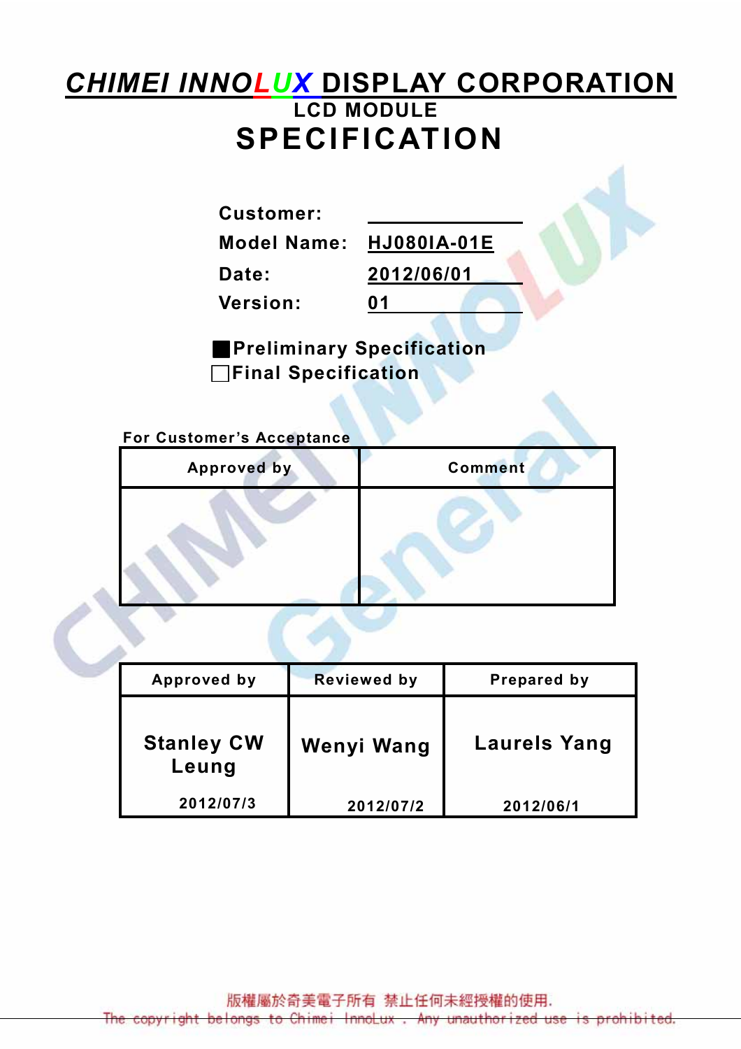# *CHIMEI INNOLUX* DISPLAY CORPORATION

## LCD MODULE

# SPECIFICATION

**Customer:** 

**Model Name:** HJ080IA-01E

**Date:** 2012/06/01

**Version:** 01

■ **Preliminary Specification**

□ **Final Specification**

**For Customer's Acceptance**

| Approved by | Comment |
|---|---|
| | |

| Approved by | Reviewed by | Prepared by |
|---|---|---|
| Stanley CW Leung<br>2012/07/3 | Wenyi Wang<br>2012/07/2 | Laurels Yang<br>2012/06/1 |

版權屬於奇美電子所有 禁止任何未經授權的使用.

The copyright belongs to Chimei InnoLux . Any unauthorized use is prohibited.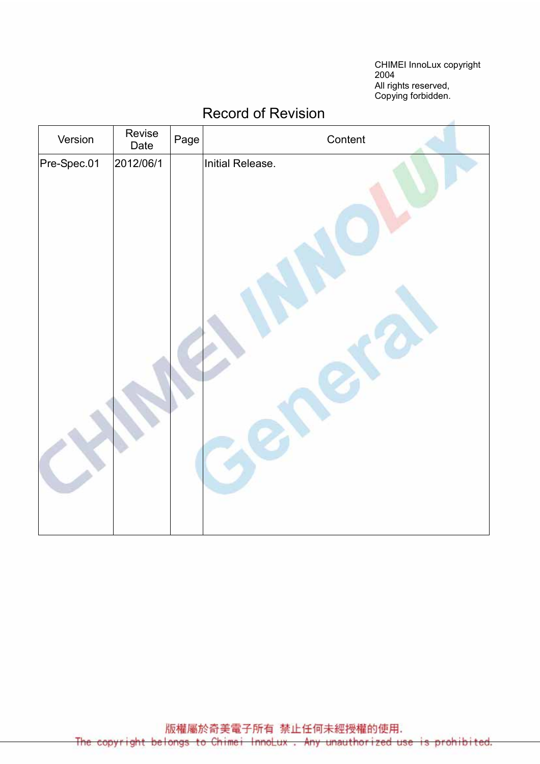CHIMEI InnoLux copyright 2004
All rights reserved,
Copying forbidden.

# Record of Revision

| Version | Revise Date | Page | Content |
|---|---|---|---|
| Pre-Spec.01 | 2012/06/1 | | Initial Release. |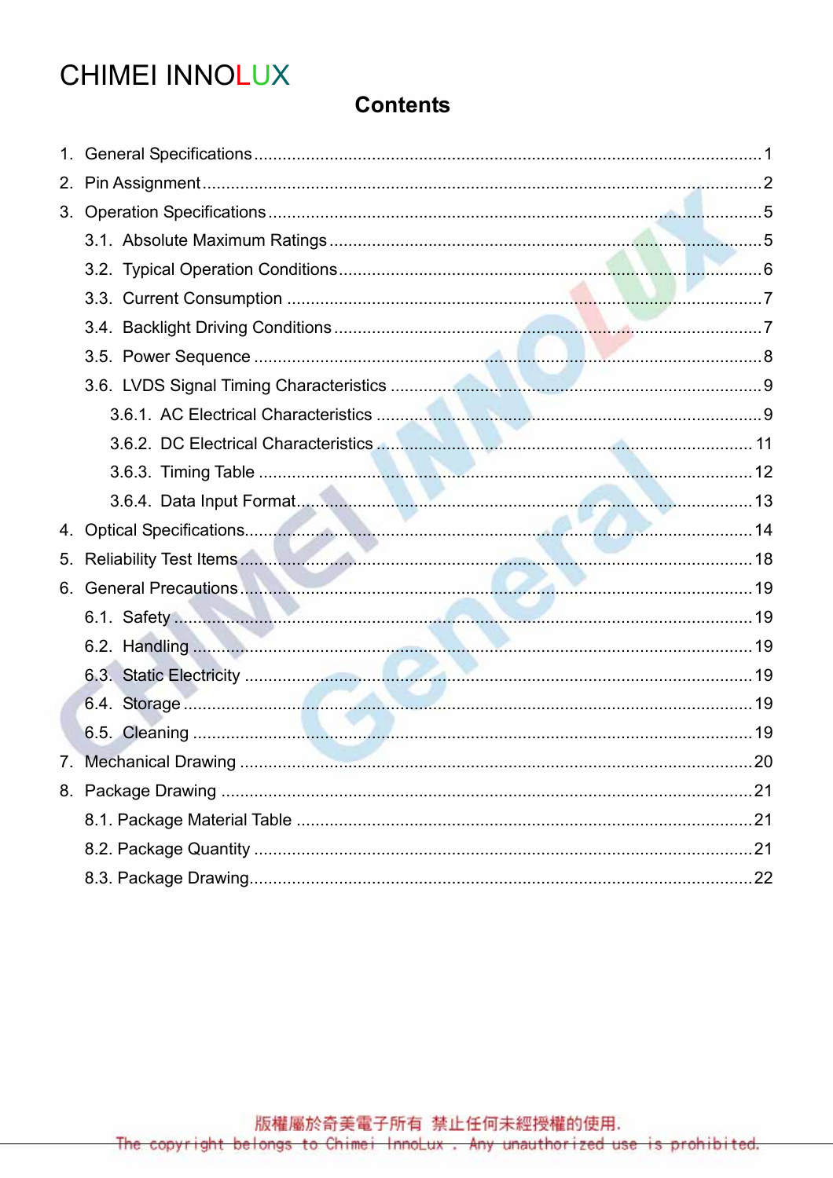CHIMEI INNOLUX

# Contents

1. General Specifications .......... 1
2. Pin Assignment .......... 2
3. Operation Specifications .......... 5
   - 3.1. Absolute Maximum Ratings .......... 5
   - 3.2. Typical Operation Conditions .......... 6
   - 3.3. Current Consumption .......... 7
   - 3.4. Backlight Driving Conditions .......... 7
   - 3.5. Power Sequence .......... 8
   - 3.6. LVDS Signal Timing Characteristics .......... 9
     - 3.6.1. AC Electrical Characteristics .......... 9
     - 3.6.2. DC Electrical Characteristics .......... 11
     - 3.6.3. Timing Table .......... 12
     - 3.6.4. Data Input Format .......... 13
4. Optical Specifications .......... 14
5. Reliability Test Items .......... 18
6. General Precautions .......... 19
   - 6.1. Safety .......... 19
   - 6.2. Handling .......... 19
   - 6.3. Static Electricity .......... 19
   - 6.4. Storage .......... 19
   - 6.5. Cleaning .......... 19
7. Mechanical Drawing .......... 20
8. Package Drawing .......... 21
   - 8.1. Package Material Table .......... 21
   - 8.2. Package Quantity .......... 21
   - 8.3. Package Drawing .......... 22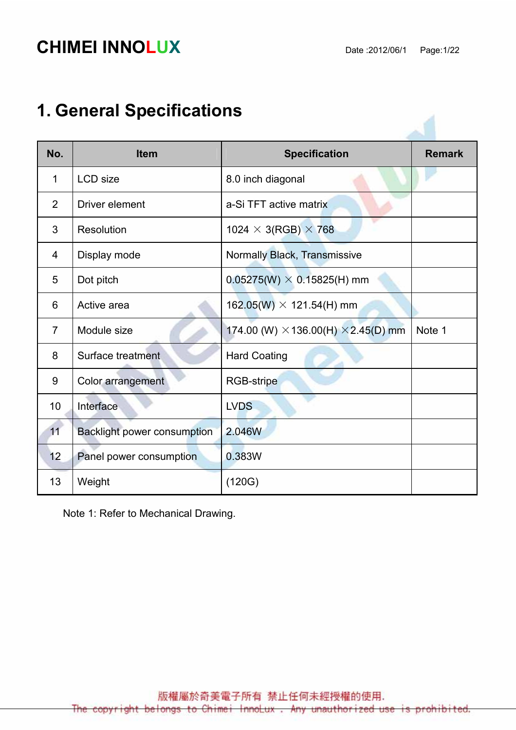# 1. General Specifications

| No. | Item | Specification | Remark |
|---|---|---|---|
| 1 | LCD size | 8.0 inch diagonal | |
| 2 | Driver element | a-Si TFT active matrix | |
| 3 | Resolution | 1024 × 3(RGB) × 768 | |
| 4 | Display mode | Normally Black, Transmissive | |
| 5 | Dot pitch | 0.05275(W) × 0.15825(H) mm | |
| 6 | Active area | 162.05(W) × 121.54(H) mm | |
| 7 | Module size | 174.00 (W) ×136.00(H) ×2.45(D) mm | Note 1 |
| 8 | Surface treatment | Hard Coating | |
| 9 | Color arrangement | RGB-stripe | |
| 10 | Interface | LVDS | |
| 11 | Backlight power consumption | 2.046W | |
| 12 | Panel power consumption | 0.383W | |
| 13 | Weight | (120G) | |

Note 1: Refer to Mechanical Drawing.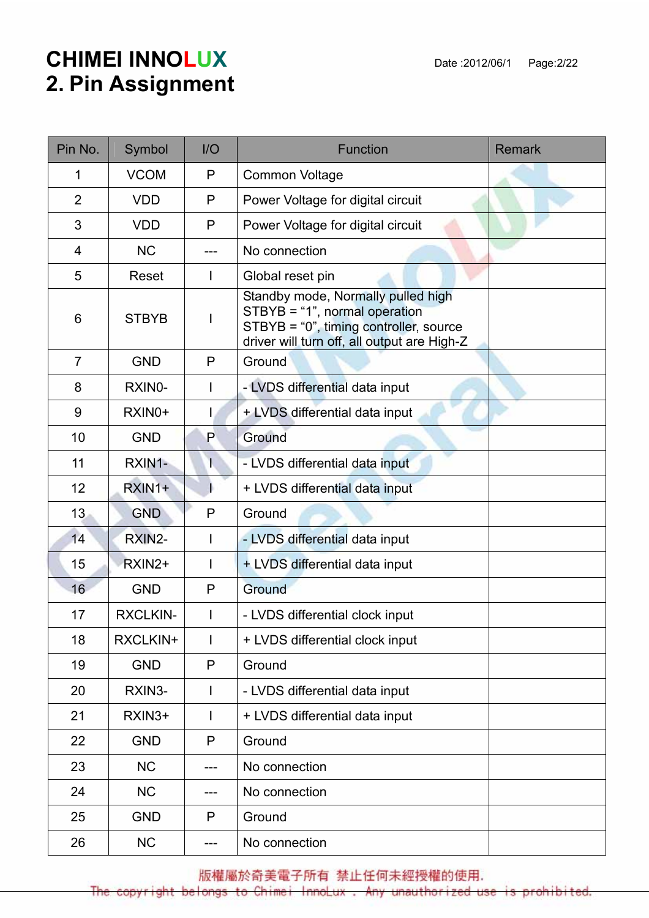# 2. Pin Assignment

| Pin No. | Symbol | I/O | Function | Remark |
|---|---|---|---|---|
| 1 | VCOM | P | Common Voltage | |
| 2 | VDD | P | Power Voltage for digital circuit | |
| 3 | VDD | P | Power Voltage for digital circuit | |
| 4 | NC | --- | No connection | |
| 5 | Reset | I | Global reset pin | |
| 6 | STBYB | I | Standby mode, Normally pulled high STBYB = “1”, normal operation STBYB = “0”, timing controller, source driver will turn off, all output are High-Z | |
| 7 | GND | P | Ground | |
| 8 | RXIN0- | I | - LVDS differential data input | |
| 9 | RXIN0+ | I | + LVDS differential data input | |
| 10 | GND | P | Ground | |
| 11 | RXIN1- | I | - LVDS differential data input | |
| 12 | RXIN1+ | I | + LVDS differential data input | |
| 13 | GND | P | Ground | |
| 14 | RXIN2- | I | - LVDS differential data input | |
| 15 | RXIN2+ | I | + LVDS differential data input | |
| 16 | GND | P | Ground | |
| 17 | RXCLKIN- | I | - LVDS differential clock input | |
| 18 | RXCLKIN+ | I | + LVDS differential clock input | |
| 19 | GND | P | Ground | |
| 20 | RXIN3- | I | - LVDS differential data input | |
| 21 | RXIN3+ | I | + LVDS differential data input | |
| 22 | GND | P | Ground | |
| 23 | NC | --- | No connection | |
| 24 | NC | --- | No connection | |
| 25 | GND | P | Ground | |
| 26 | NC | --- | No connection | |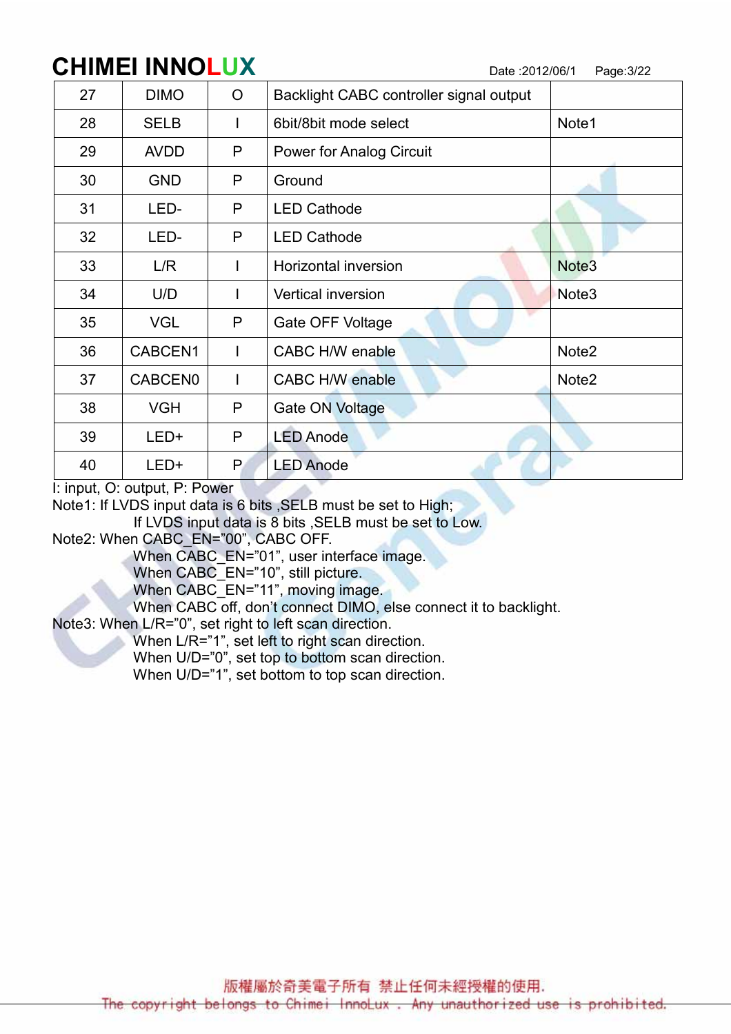| 27 | DIMO | O | Backlight CABC controller signal output | |
|---|---|---|---|---|
| 28 | SELB | I | 6bit/8bit mode select | Note1 |
| 29 | AVDD | P | Power for Analog Circuit | |
| 30 | GND | P | Ground | |
| 31 | LED- | P | LED Cathode | |
| 32 | LED- | P | LED Cathode | |
| 33 | L/R | I | Horizontal inversion | Note3 |
| 34 | U/D | I | Vertical inversion | Note3 |
| 35 | VGL | P | Gate OFF Voltage | |
| 36 | CABCEN1 | I | CABC H/W enable | Note2 |
| 37 | CABCEN0 | I | CABC H/W enable | Note2 |
| 38 | VGH | P | Gate ON Voltage | |
| 39 | LED+ | P | LED Anode | |
| 40 | LED+ | P | LED Anode | |

I: input, O: output, P: Power

Note1: If LVDS input data is 6 bits ,SELB must be set to High;
If LVDS input data is 8 bits ,SELB must be set to Low.

Note2: When CABC_EN="00", CABC OFF.
When CABC_EN="01", user interface image.
When CABC_EN="10", still picture.
When CABC_EN="11", moving image.
When CABC off, don't connect DIMO, else connect it to backlight.

Note3: When L/R="0", set right to left scan direction.
When L/R="1", set left to right scan direction.
When U/D="0", set top to bottom scan direction.
When U/D="1", set bottom to top scan direction.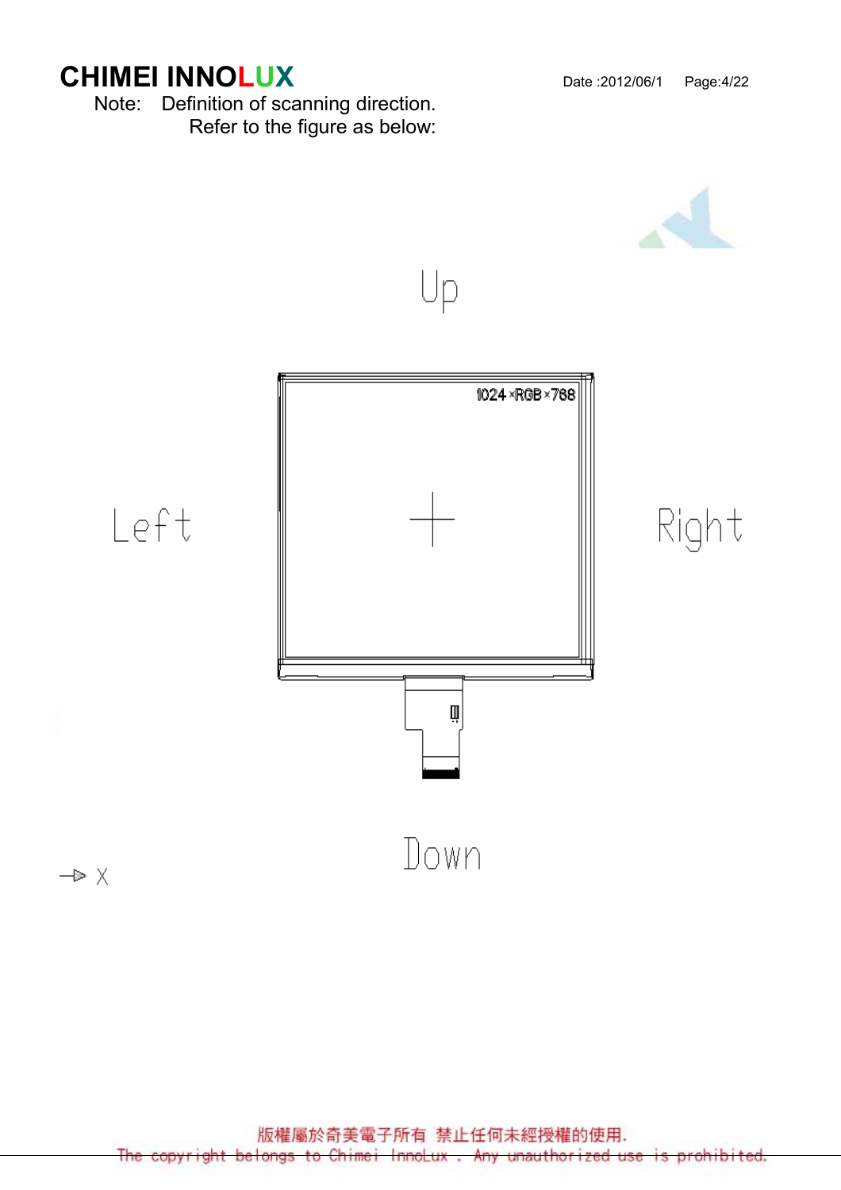Note: Definition of scanning direction.

Refer to the figure as below:

Up

1024 ×RGB ×768

Left

Right

Down

→ X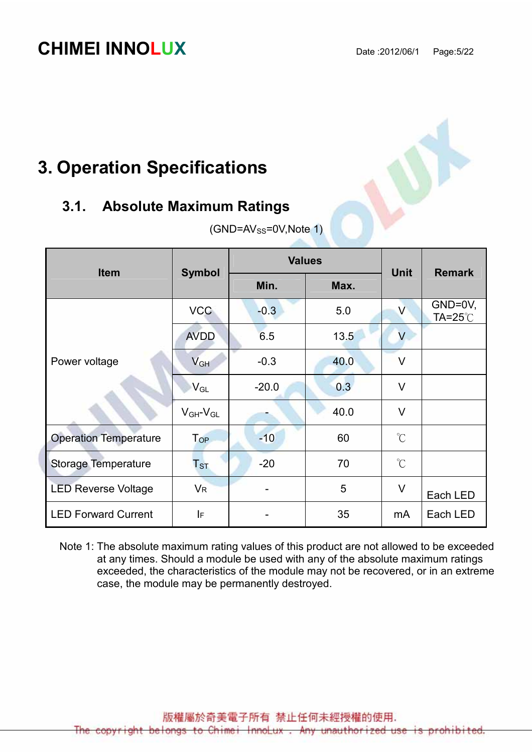# 3. Operation Specifications

## 3.1. Absolute Maximum Ratings

($GND=AV_{SS}$=0V,Note 1)

| Item | Symbol | Values | | Unit | Remark |
|---|---|---|---|---|---|
| | | Min. | Max. | | |
| Power voltage | VCC | -0.3 | 5.0 | V | GND=0V, TA=25℃ |
| | AVDD | 6.5 | 13.5 | V | |
| | $V_{GH}$ | -0.3 | 40.0 | V | |
| | $V_{GL}$ | -20.0 | 0.3 | V | |
| | $V_{GH}$-$V_{GL}$ | - | 40.0 | V | |
| Operation Temperature | $T_{OP}$ | -10 | 60 | ℃ | |
| Storage Temperature | $T_{ST}$ | -20 | 70 | ℃ | |
| LED Reverse Voltage | $V_R$ | - | 5 | V | Each LED |
| LED Forward Current | $I_F$ | - | 35 | mA | Each LED |

Note 1: The absolute maximum rating values of this product are not allowed to be exceeded at any times. Should a module be used with any of the absolute maximum ratings exceeded, the characteristics of the module may not be recovered, or in an extreme case, the module may be permanently destroyed.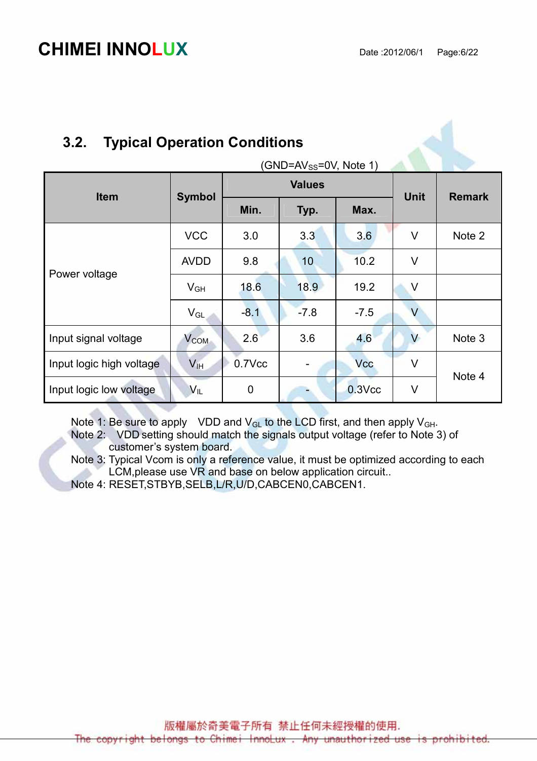## 3.2. Typical Operation Conditions

(GND=$AV_{SS}$=0V, Note 1)

| Item | Symbol | Values | | | Unit | Remark |
|---|---|---|---|---|---|---|
| | | Min. | Typ. | Max. | | |
| Power voltage | VCC | 3.0 | 3.3 | 3.6 | V | Note 2 |
| | AVDD | 9.8 | 10 | 10.2 | V | |
| | $V_{GH}$ | 18.6 | 18.9 | 19.2 | V | |
| | $V_{GL}$ | -8.1 | -7.8 | -7.5 | V | |
| Input signal voltage | $V_{COM}$ | 2.6 | 3.6 | 4.6 | V | Note 3 |
| Input logic high voltage | $V_{IH}$ | 0.7Vcc | - | Vcc | V | Note 4 |
| Input logic low voltage | $V_{IL}$ | 0 | - | 0.3Vcc | V | |

Note 1: Be sure to apply VDD and $V_{GL}$ to the LCD first, and then apply $V_{GH}$.
Note 2: VDD setting should match the signals output voltage (refer to Note 3) of customer's system board.
Note 3: Typical Vcom is only a reference value, it must be optimized according to each LCM,please use VR and base on below application circuit..
Note 4: RESET,STBYB,SELB,L/R,U/D,CABCEN0,CABCEN1.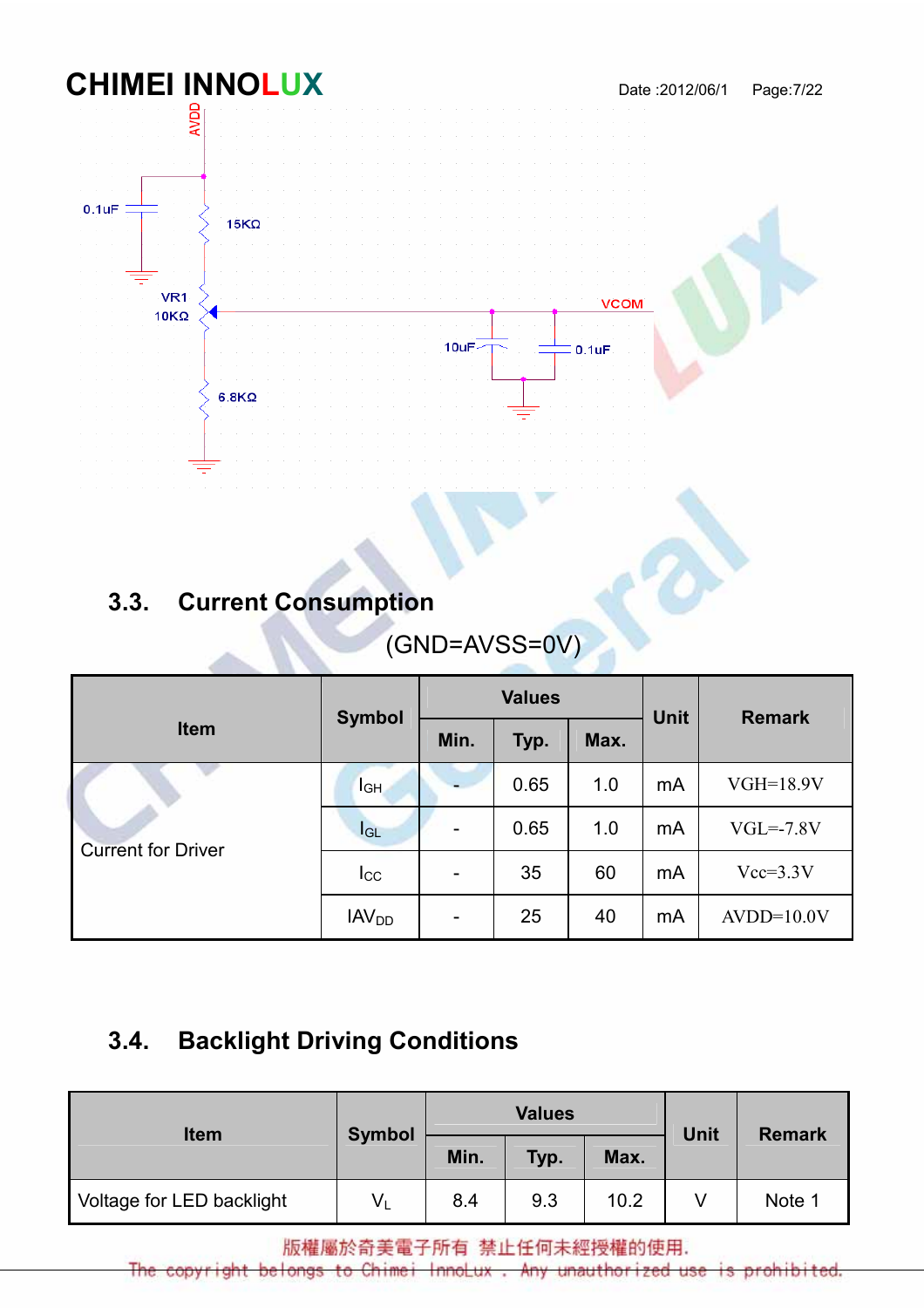AVDD

0.1uF

15KΩ

VR1
10KΩ

VCOM

10uF

0.1uF

6.8KΩ

### 3.3. Current Consumption

(GND=AVSS=0V)

| Item | Symbol | Values | | | Unit | Remark |
|---|---|---|---|---|---|---|
| | | Min. | Typ. | Max. | | |
| Current for Driver | $I_{GH}$ | - | 0.65 | 1.0 | mA | VGH=18.9V |
| | $I_{GL}$ | - | 0.65 | 1.0 | mA | VGL=-7.8V |
| | $I_{CC}$ | - | 35 | 60 | mA | Vcc=3.3V |
| | $IAV_{DD}$ | - | 25 | 40 | mA | AVDD=10.0V |

### 3.4. Backlight Driving Conditions

| Item | Symbol | Values | | | Unit | Remark |
|---|---|---|---|---|---|---|
| | | Min. | Typ. | Max. | | |
| Voltage for LED backlight | $V_L$ | 8.4 | 9.3 | 10.2 | V | Note 1 |

版權屬於奇美電子所有 禁止任何未經授權的使用.
The copyright belongs to Chimei InnoLux . Any unauthorized use is prohibited.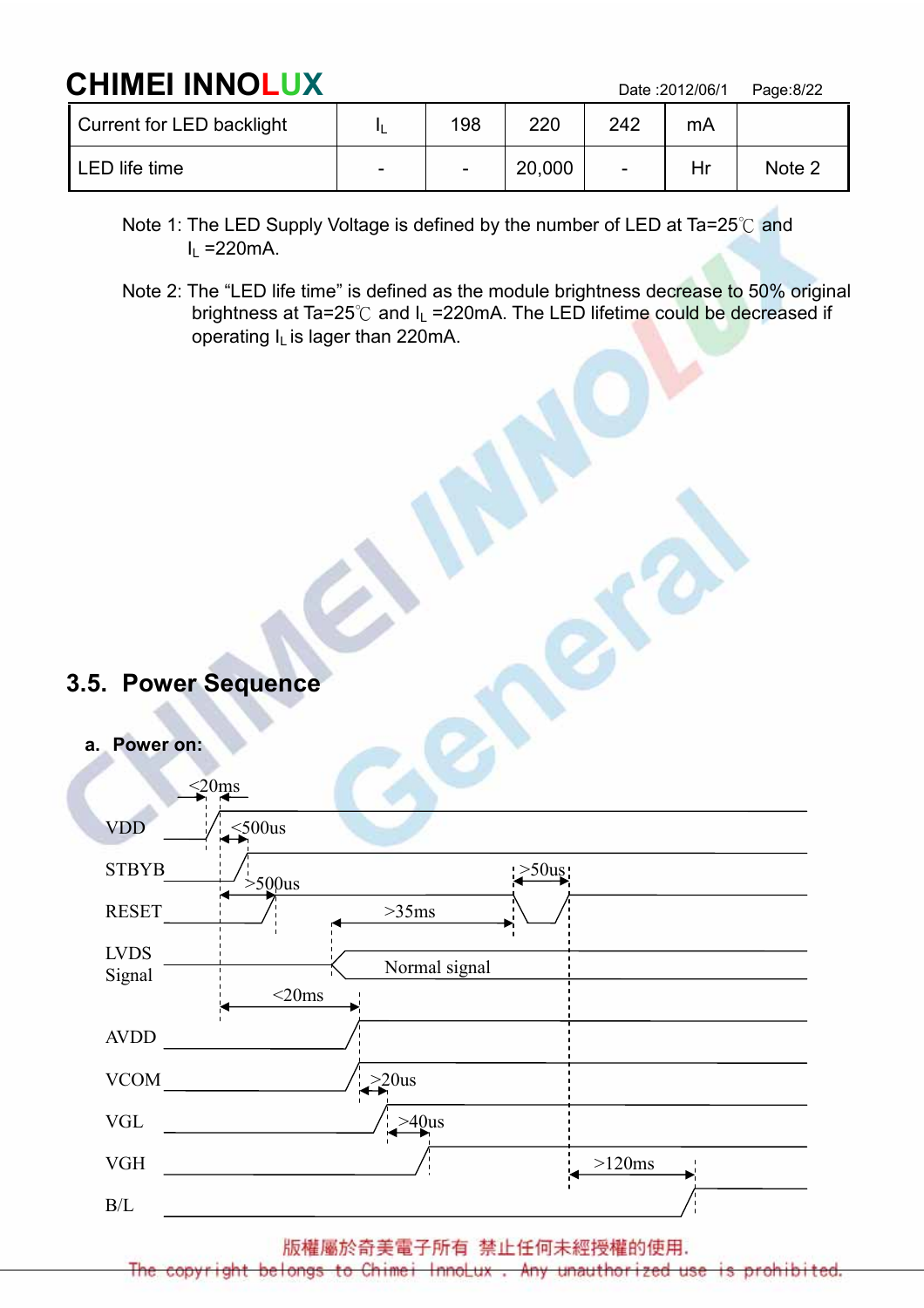| Current for LED backlight | $I_L$ | 198 | 220 | 242 | mA | |
|---|---|---|---|---|---|---|
| LED life time | - | - | 20,000 | - | Hr | Note 2 |

Note 1: The LED Supply Voltage is defined by the number of LED at Ta=25℃ and $I_L$ =220mA.

Note 2: The "LED life time" is defined as the module brightness decrease to 50% original brightness at Ta=25℃ and $I_L$ =220mA. The LED lifetime could be decreased if operating $I_L$ is lager than 220mA.

## 3.5. Power Sequence

**a. Power on:**

VDD

STBYB

RESET

LVDS Signal

AVDD

VCOM

VGL

VGH

B/L

<20ms

<500us

>500us

>50us

>35ms

Normal signal

<20ms

>20us

>40us

>120ms

版權屬於奇美電子所有 禁止任何未經授權的使用.
The copyright belongs to Chimei InnoLux . Any unauthorized use is prohibited.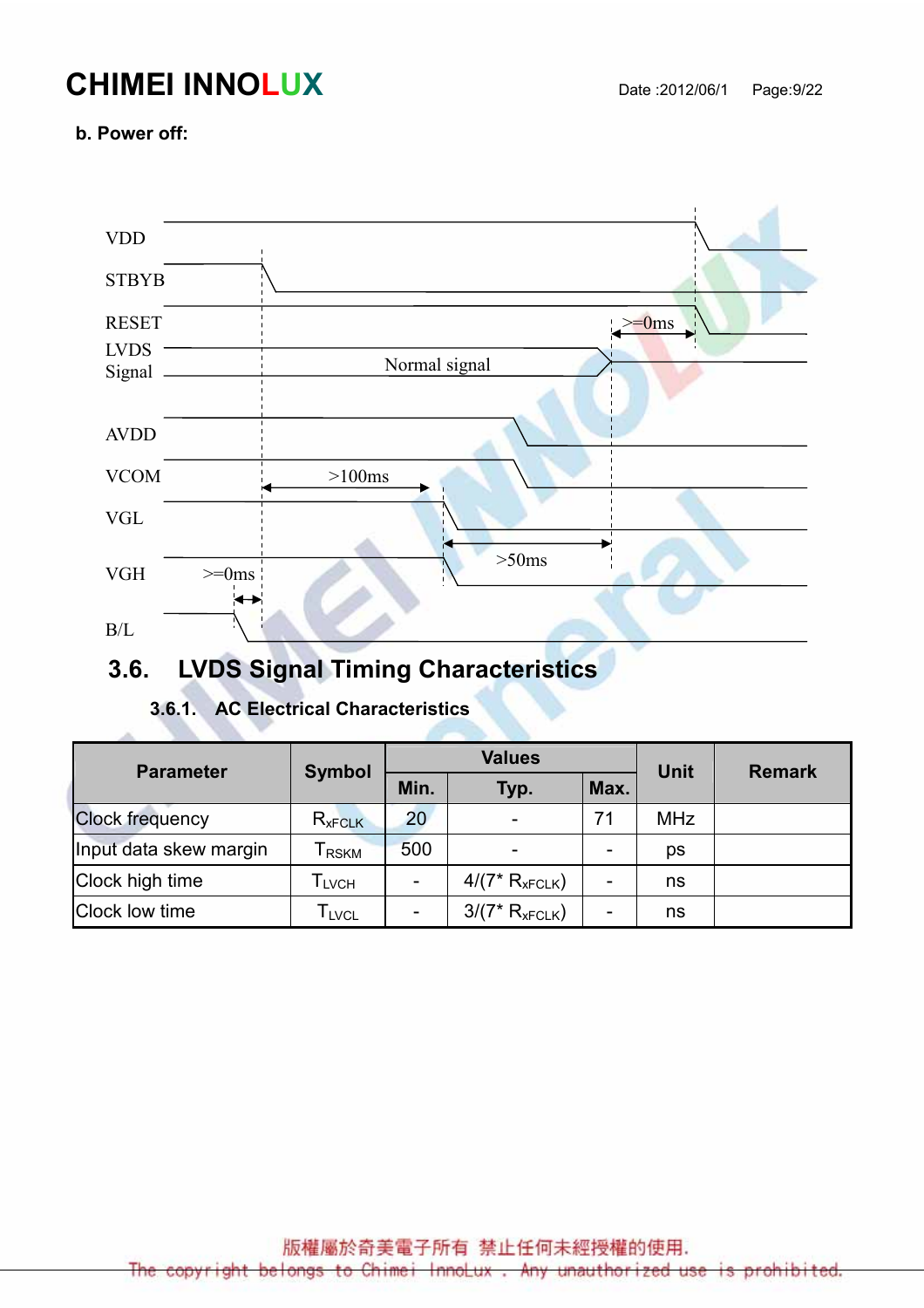**b. Power off:**

VDD

STBYB

RESET

LVDS Signal

Normal signal

>=0ms

AVDD

VCOM

>100ms

VGL

>50ms

VGH

>=0ms

B/L

## 3.6. LVDS Signal Timing Characteristics

### 3.6.1. AC Electrical Characteristics

| Parameter | Symbol | Values | | | Unit | Remark |
|---|---|---|---|---|---|---|
| | | Min. | Typ. | Max. | | |
| Clock frequency | $R_{xFCLK}$ | 20 | - | 71 | MHz | |
| Input data skew margin | $T_{RSKM}$ | 500 | - | - | ps | |
| Clock high time | $T_{LVCH}$ | - | $4/(7^* R_{xFCLK})$ | - | ns | |
| Clock low time | $T_{LVCL}$ | - | $3/(7^* R_{xFCLK})$ | - | ns | |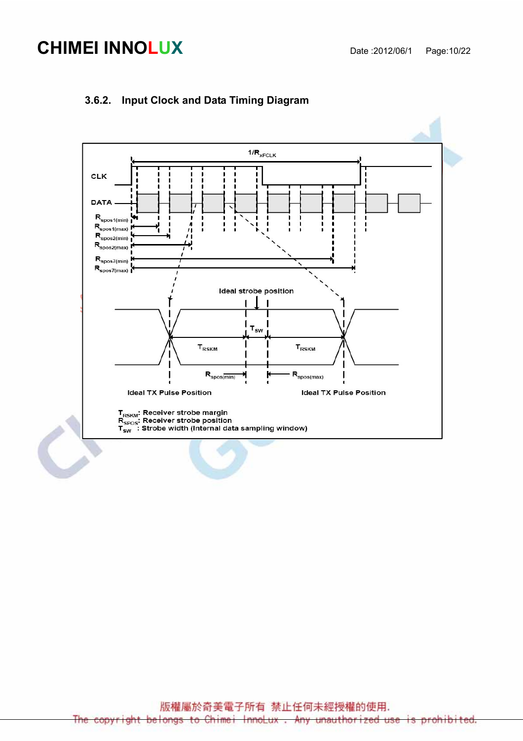### 3.6.2. Input Clock and Data Timing Diagram

$T_{RSKM}$: Receiver strobe margin
$R_{SPOS}$: Receiver strobe position
$T_{SW}$ : Strobe width (Internal data sampling window)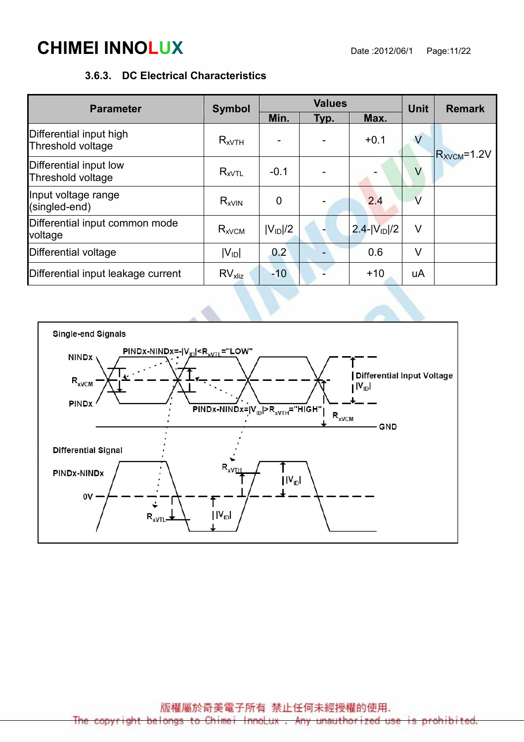### 3.6.3. DC Electrical Characteristics

| Parameter | Symbol | Values | | | Unit | Remark |
|---|---|---|---|---|---|---|
| | | Min. | Typ. | Max. | | |
| Differential input high Threshold voltage | $R_{xVTH}$ | - | - | +0.1 | V | $R_{XVCM}$=1.2V |
| Differential input low Threshold voltage | $R_{xVTL}$ | -0.1 | - | - | V | |
| Input voltage range (singled-end) | $R_{xVIN}$ | 0 | - | 2.4 | V | |
| Differential input common mode voltage | $R_{xVCM}$ | $\|V_{ID}\|/2$ | - | $2.4-\|V_{ID}\|/2$ | V | |
| Differential voltage | $\|V_{ID}\|$ | 0.2 | - | 0.6 | V | |
| Differential input leakage current | $RV_{xliz}$ | -10 | - | +10 | uA | |

Single-end Signals

NINDx

$R_{xVCM}$

PINDx

PINDx-NINDx=-$|V_{ID}|<R_{xVTL}$="LOW"

PINDx-NINDx=$|V_{ID}|>R_{xVTH}$="HIGH"

Differential Input Voltage $|V_{ID}|$

$R_{xVCM}$

GND

Differential Signal

PINDx-NINDx

0V

$R_{xVTH}$

$R_{xVTL}$

$|V_{ID}|$

$|V_{ID}|$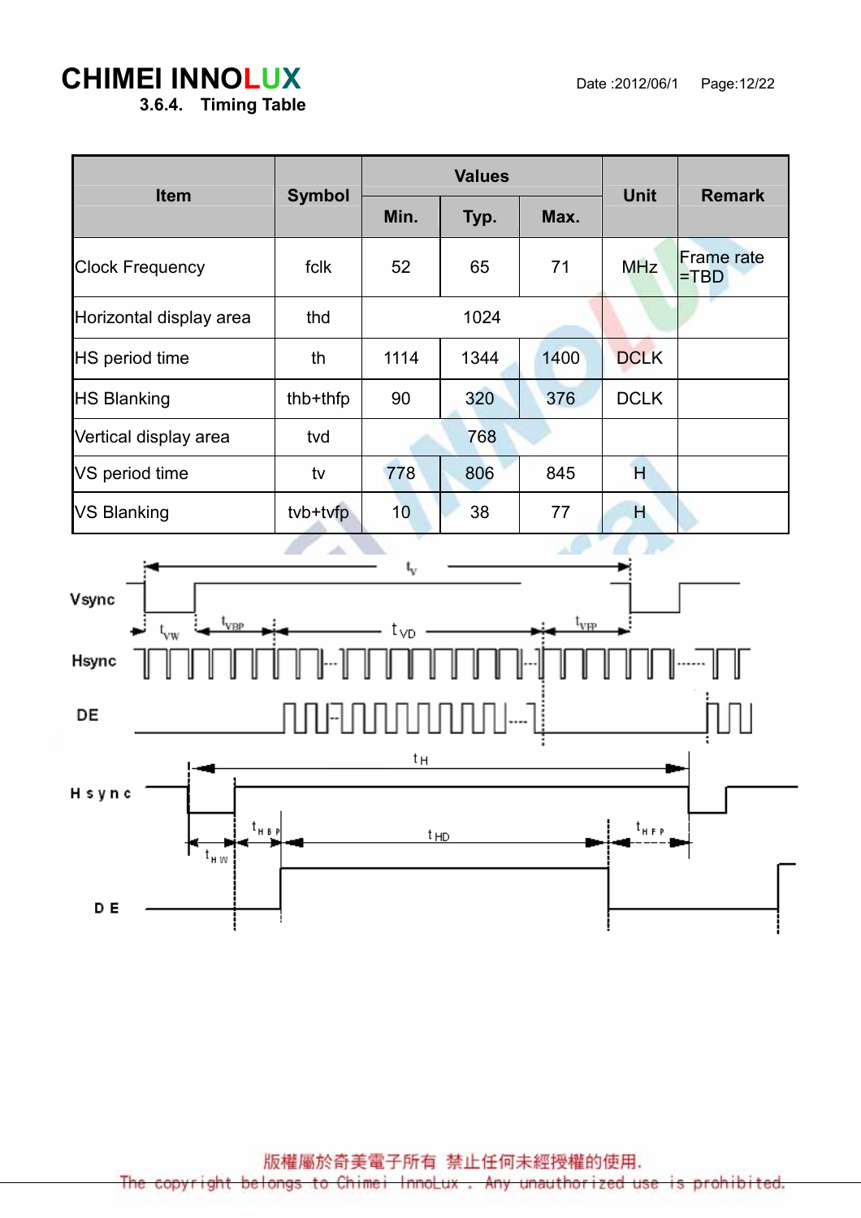### 3.6.4. Timing Table

| Item | Symbol | Values | | | Unit | Remark |
|---|---|---|---|---|---|---|
| | | Min. | Typ. | Max. | | |
| Clock Frequency | fclk | 52 | 65 | 71 | MHz | Frame rate =TBD |
| Horizontal display area | thd | 1024 | | | | |
| HS period time | th | 1114 | 1344 | 1400 | DCLK | |
| HS Blanking | thb+thfp | 90 | 320 | 376 | DCLK | |
| Vertical display area | tvd | 768 | | | | |
| VS period time | tv | 778 | 806 | 845 | H | |
| VS Blanking | tvb+tvfp | 10 | 38 | 77 | H | |

Vsync $t_v$ $t_{VW}$ $t_{VBP}$ $t_{VD}$ $t_{VFP}$

Hsync

DE

Hsync $t_H$ $t_{HW}$ $t_{HBP}$ $t_{HD}$ $t_{HFP}$

DE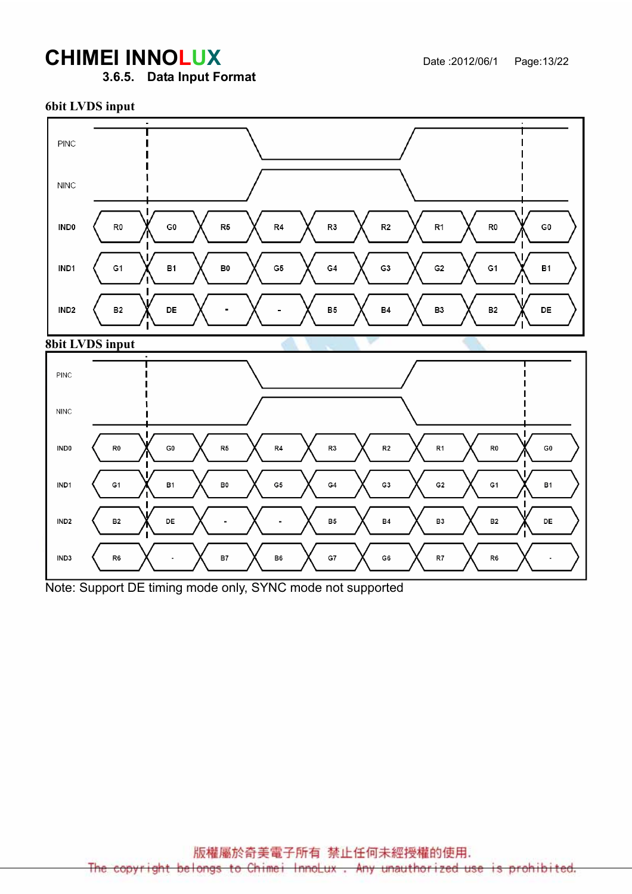### 3.6.5. Data Input Format

**6bit LVDS input**

| | | | | | | | | | |
|---|---|---|---|---|---|---|---|---|---|
| IND0 | R0 | G0 | R5 | R4 | R3 | R2 | R1 | R0 | G0 |
| IND1 | G1 | B1 | B0 | G5 | G4 | G3 | G2 | G1 | B1 |
| IND2 | B2 | DE | - | - | B5 | B4 | B3 | B2 | DE |

**8bit LVDS input**

| | | | | | | | | | |
|---|---|---|---|---|---|---|---|---|---|
| IND0 | R0 | G0 | R5 | R4 | R3 | R2 | R1 | R0 | G0 |
| IND1 | G1 | B1 | B0 | G5 | G4 | G3 | G2 | G1 | B1 |
| IND2 | B2 | DE | - | - | B5 | B4 | B3 | B2 | DE |
| IND3 | R6 | - | B7 | B6 | G7 | G6 | R7 | R6 | - |

Note: Support DE timing mode only, SYNC mode not supported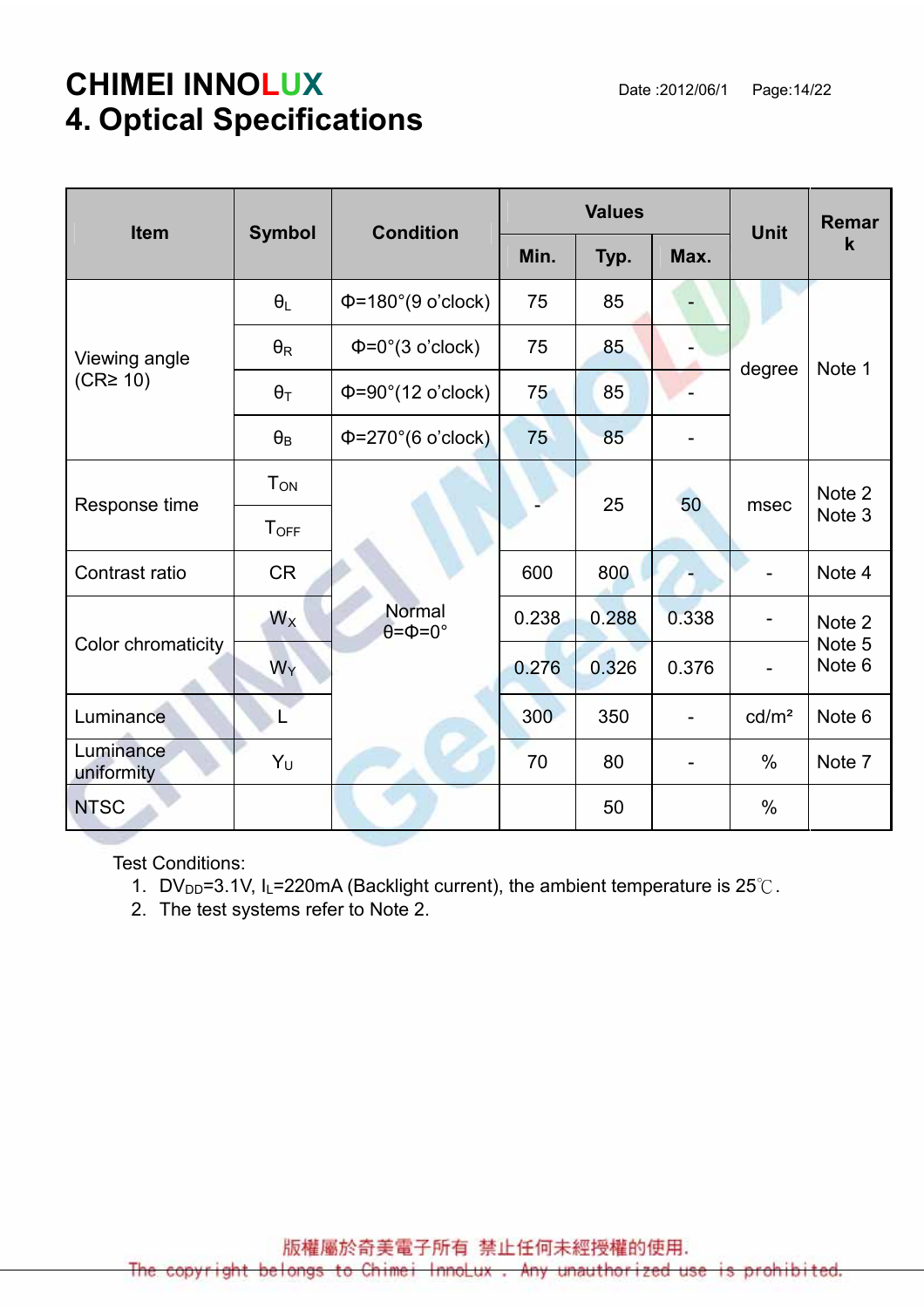## 4. Optical Specifications

| Item | Symbol | Condition | Values | | | Unit | Remark |
|---|---|---|---|---|---|---|---|
| | | | Min. | Typ. | Max. | | |
| Viewing angle (CR≥ 10) | $\theta_L$ | Φ=180°(9 o'clock) | 75 | 85 | - | degree | Note 1 |
| | $\theta_R$ | Φ=0°(3 o'clock) | 75 | 85 | - | | |
| | $\theta_T$ | Φ=90°(12 o'clock) | 75 | 85 | - | | |
| | $\theta_B$ | Φ=270°(6 o'clock) | 75 | 85 | - | | |
| Response time | $T_{ON}$ | Normal θ=Φ=0° | - | 25 | 50 | msec | Note 2 Note 3 |
| | $T_{OFF}$ | | | | | | |
| Contrast ratio | CR | | 600 | 800 | - | - | Note 4 |
| Color chromaticity | $W_X$ | | 0.238 | 0.288 | 0.338 | - | Note 2 Note 5 Note 6 |
| | $W_Y$ | | 0.276 | 0.326 | 0.376 | - | |
| Luminance | L | | 300 | 350 | - | cd/m² | Note 6 |
| Luminance uniformity | $Y_U$ | | 70 | 80 | - | % | Note 7 |
| NTSC | | | | 50 | | % | |

Test Conditions:

1. $DV_{DD}$=3.1V, $I_L$=220mA (Backlight current), the ambient temperature is 25℃.
2. The test systems refer to Note 2.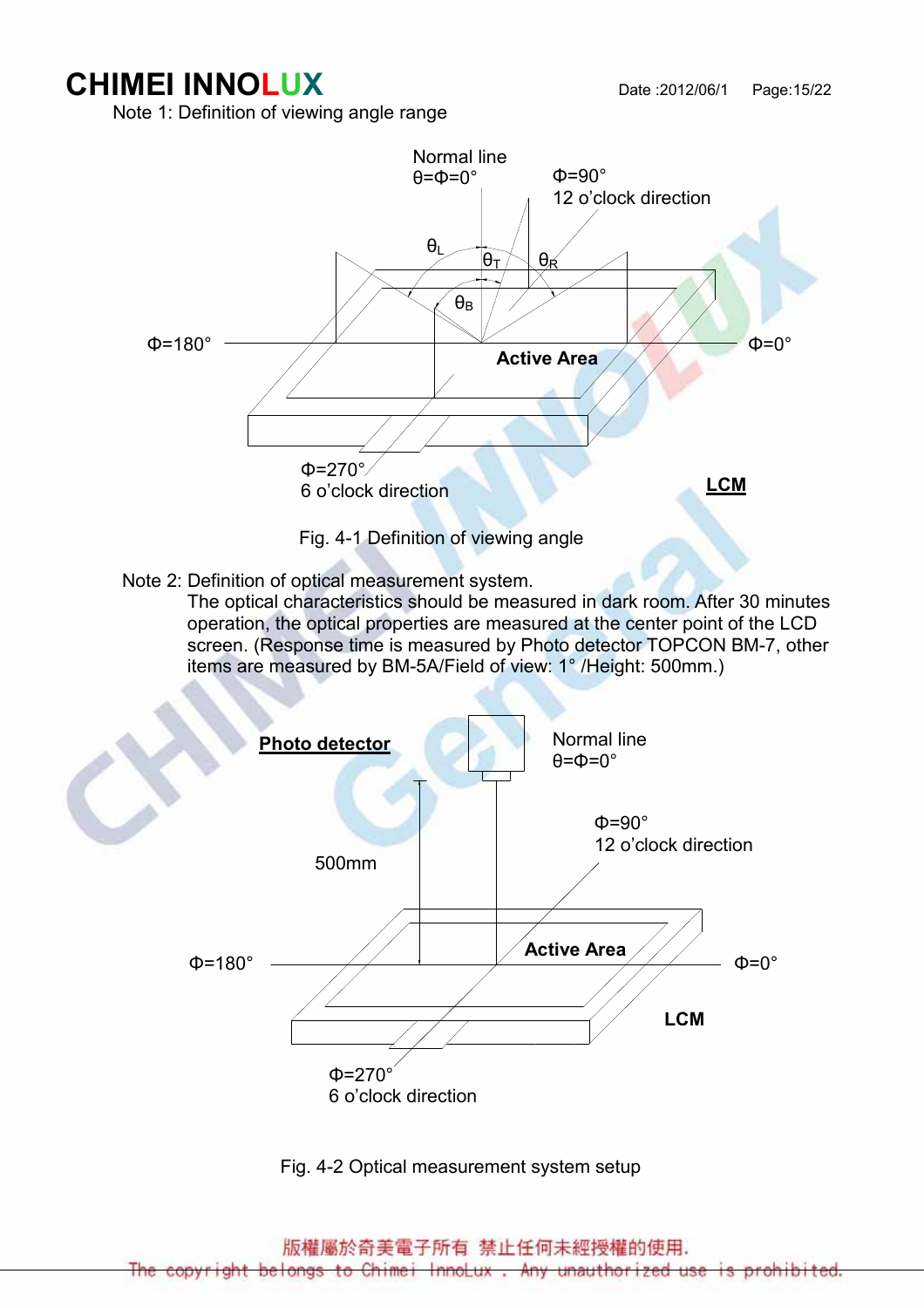Note 1: Definition of viewing angle range

Normal line
$\theta=\Phi=0°$

$\Phi=90°$
12 o'clock direction

$\theta_L$ $\theta_T$ $\theta_R$ $\theta_B$

$\Phi=180°$ Active Area $\Phi=0°$

$\Phi=270°$
6 o'clock direction

**LCM**

Fig. 4-1 Definition of viewing angle

Note 2: Definition of optical measurement system.
The optical characteristics should be measured in dark room. After 30 minutes operation, the optical properties are measured at the center point of the LCD screen. (Response time is measured by Photo detector TOPCON BM-7, other items are measured by BM-5A/Field of view: 1° /Height: 500mm.)

**Photo detector**

Normal line
$\theta=\Phi=0°$

$\Phi=90°$
12 o'clock direction

500mm

$\Phi=180°$ Active Area $\Phi=0°$

LCM

$\Phi=270°$
6 o'clock direction

Fig. 4-2 Optical measurement system setup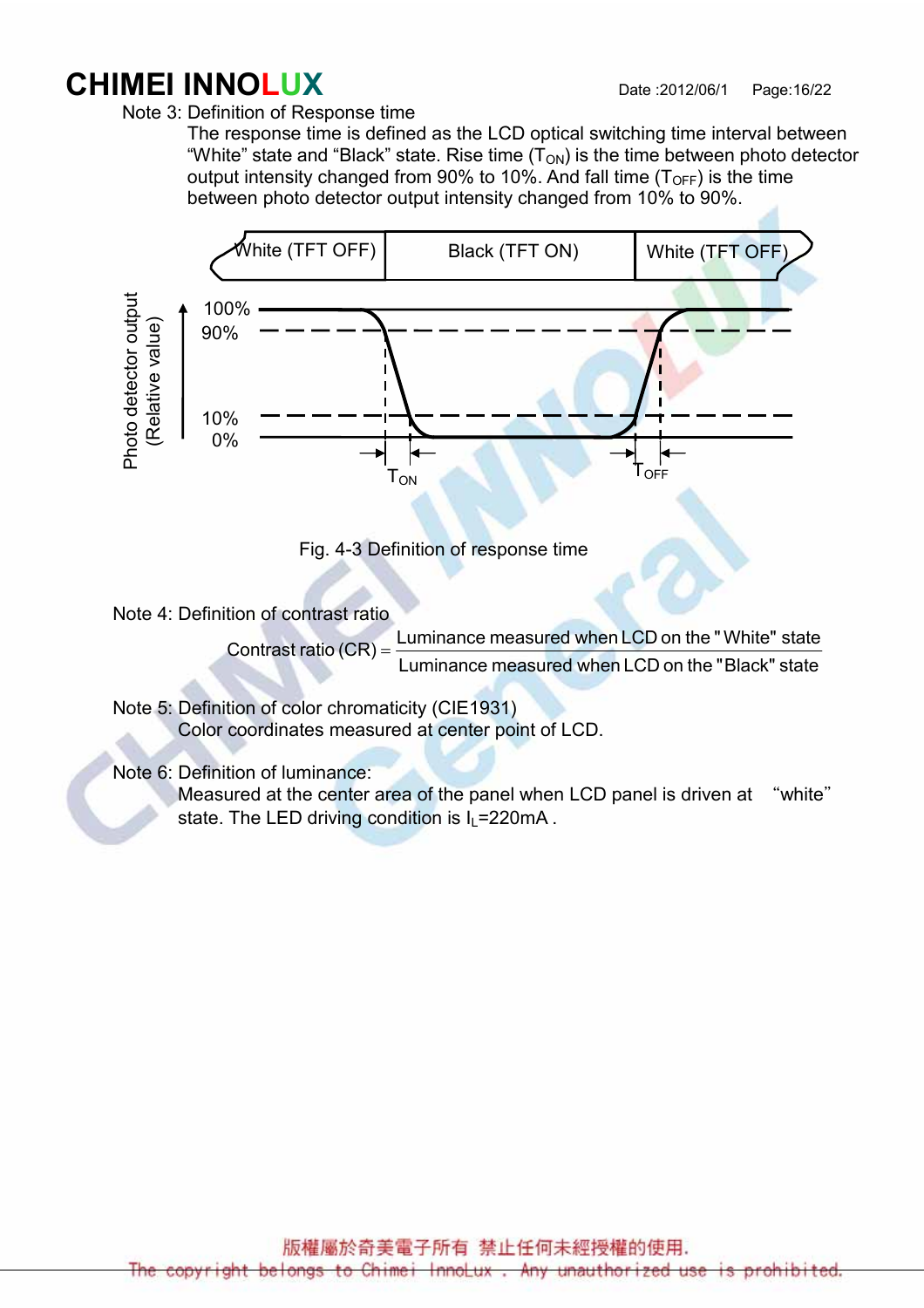Note 3: Definition of Response time

The response time is defined as the LCD optical switching time interval between "White" state and "Black" state. Rise time ($T_{ON}$) is the time between photo detector output intensity changed from 90% to 10%. And fall time ($T_{OFF}$) is the time between photo detector output intensity changed from 10% to 90%.

Fig. 4-3 Definition of response time

Note 4: Definition of contrast ratio

$$\text{Contrast ratio (CR)} = \frac{\text{Luminance measured when LCD on the "White" state}}{\text{Luminance measured when LCD on the "Black" state}}$$

Note 5: Definition of color chromaticity (CIE1931)

Color coordinates measured at center point of LCD.

Note 6: Definition of luminance:

Measured at the center area of the panel when LCD panel is driven at "white" state. The LED driving condition is $I_L$=220mA .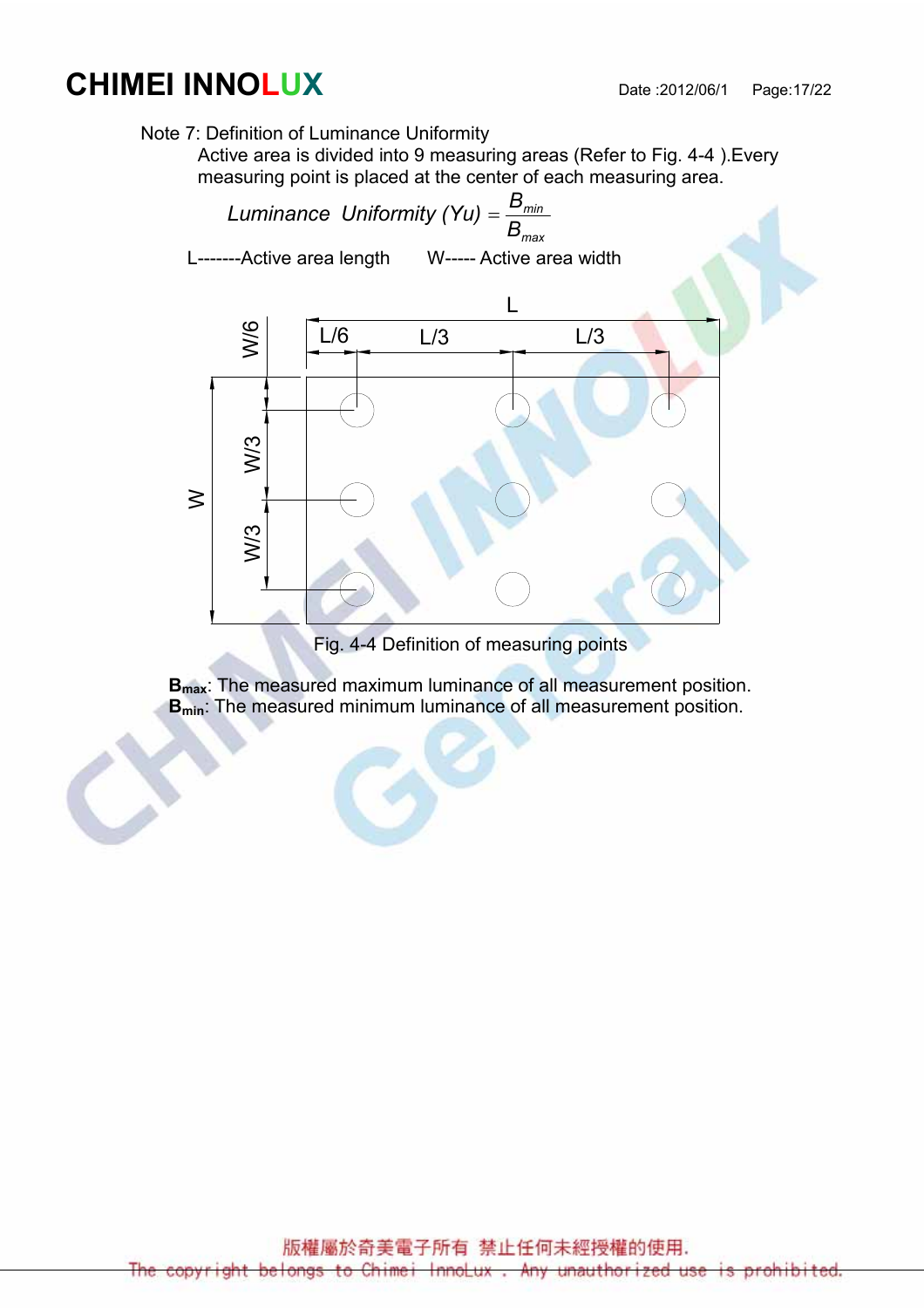Note 7: Definition of Luminance Uniformity

Active area is divided into 9 measuring areas (Refer to Fig. 4-4 ).Every measuring point is placed at the center of each measuring area.

$$Luminance\ \ Uniformity\ (Yu) = \frac{B_{min}}{B_{max}}$$

L-------Active area length W----- Active area width

Fig. 4-4 Definition of measuring points

**$B_{max}$**: The measured maximum luminance of all measurement position.
**$B_{min}$**: The measured minimum luminance of all measurement position.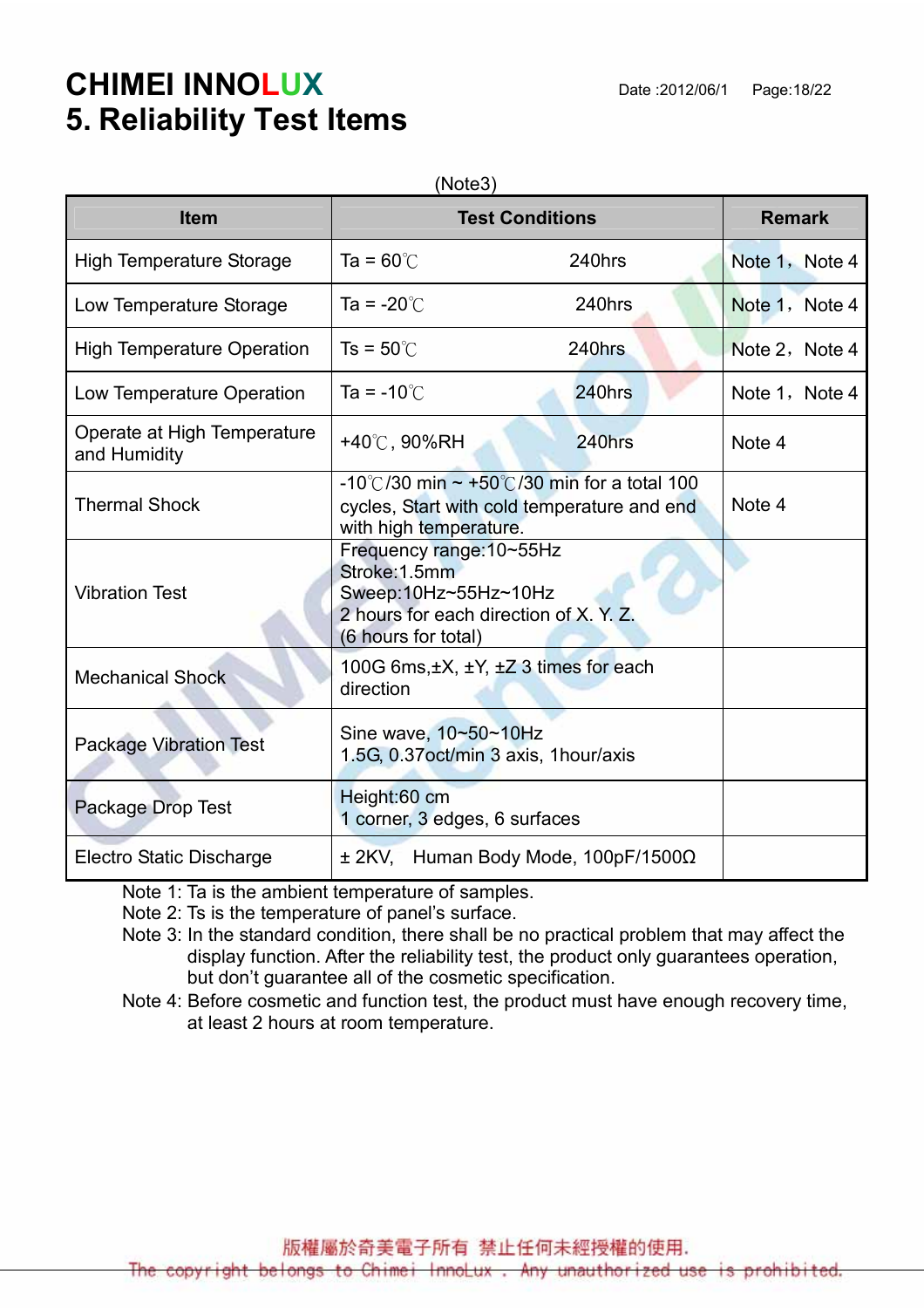CHIMEI INNOLUX

# 5. Reliability Test Items

(Note3)

| Item | Test Conditions | Remark |
|---|---|---|
| High Temperature Storage | Ta = 60℃ 240hrs | Note 1，Note 4 |
| Low Temperature Storage | Ta = -20℃ 240hrs | Note 1，Note 4 |
| High Temperature Operation | Ts = 50℃ 240hrs | Note 2，Note 4 |
| Low Temperature Operation | Ta = -10℃ 240hrs | Note 1，Note 4 |
| Operate at High Temperature and Humidity | +40℃, 90%RH 240hrs | Note 4 |
| Thermal Shock | -10℃/30 min ~ +50℃/30 min for a total 100 cycles, Start with cold temperature and end with high temperature. | Note 4 |
| Vibration Test | Frequency range:10~55Hz<br>Stroke:1.5mm<br>Sweep:10Hz~55Hz~10Hz<br>2 hours for each direction of X. Y. Z.<br>(6 hours for total) | |
| Mechanical Shock | 100G 6ms,±X, ±Y, ±Z 3 times for each direction | |
| Package Vibration Test | Sine wave, 10~50~10Hz<br>1.5G, 0.37oct/min 3 axis, 1hour/axis | |
| Package Drop Test | Height:60 cm<br>1 corner, 3 edges, 6 surfaces | |
| Electro Static Discharge | ± 2KV, Human Body Mode, 100pF/1500Ω | |

Note 1: Ta is the ambient temperature of samples.
Note 2: Ts is the temperature of panel's surface.
Note 3: In the standard condition, there shall be no practical problem that may affect the display function. After the reliability test, the product only guarantees operation, but don't guarantee all of the cosmetic specification.
Note 4: Before cosmetic and function test, the product must have enough recovery time, at least 2 hours at room temperature.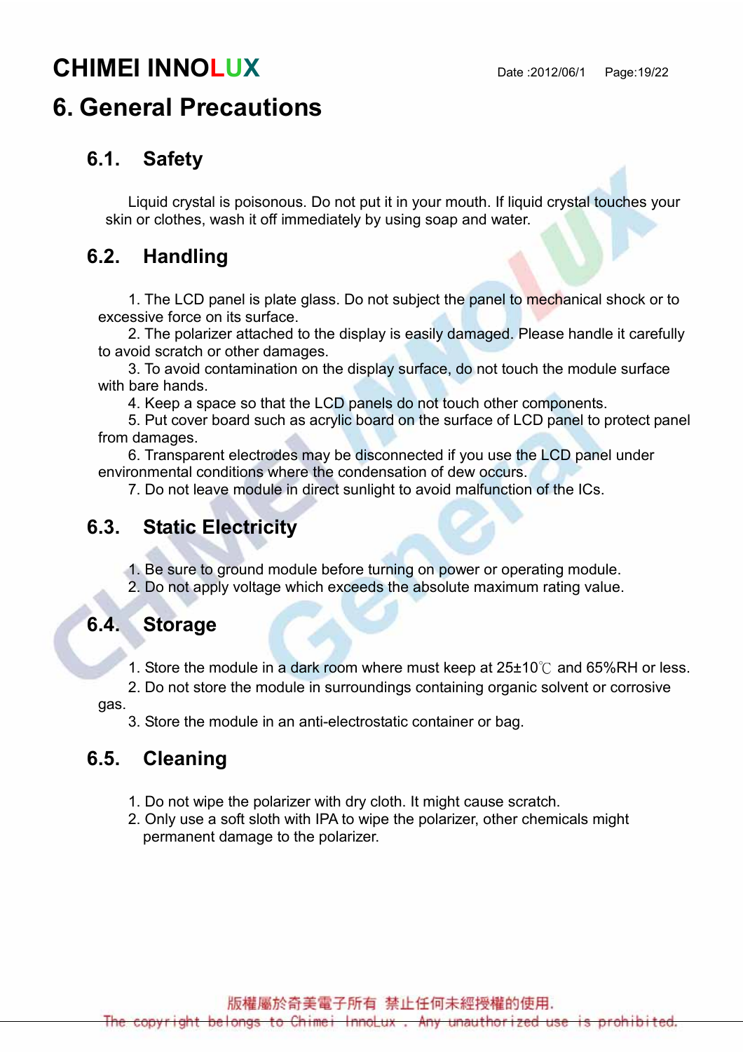# 6. General Precautions

## 6.1. Safety

Liquid crystal is poisonous. Do not put it in your mouth. If liquid crystal touches your skin or clothes, wash it off immediately by using soap and water.

## 6.2. Handling

1. The LCD panel is plate glass. Do not subject the panel to mechanical shock or to excessive force on its surface.
2. The polarizer attached to the display is easily damaged. Please handle it carefully to avoid scratch or other damages.
3. To avoid contamination on the display surface, do not touch the module surface with bare hands.
4. Keep a space so that the LCD panels do not touch other components.
5. Put cover board such as acrylic board on the surface of LCD panel to protect panel from damages.
6. Transparent electrodes may be disconnected if you use the LCD panel under environmental conditions where the condensation of dew occurs.
7. Do not leave module in direct sunlight to avoid malfunction of the ICs.

## 6.3. Static Electricity

1. Be sure to ground module before turning on power or operating module.
2. Do not apply voltage which exceeds the absolute maximum rating value.

## 6.4. Storage

1. Store the module in a dark room where must keep at 25±10℃ and 65%RH or less.
2. Do not store the module in surroundings containing organic solvent or corrosive gas.
3. Store the module in an anti-electrostatic container or bag.

## 6.5. Cleaning

1. Do not wipe the polarizer with dry cloth. It might cause scratch.
2. Only use a soft sloth with IPA to wipe the polarizer, other chemicals might permanent damage to the polarizer.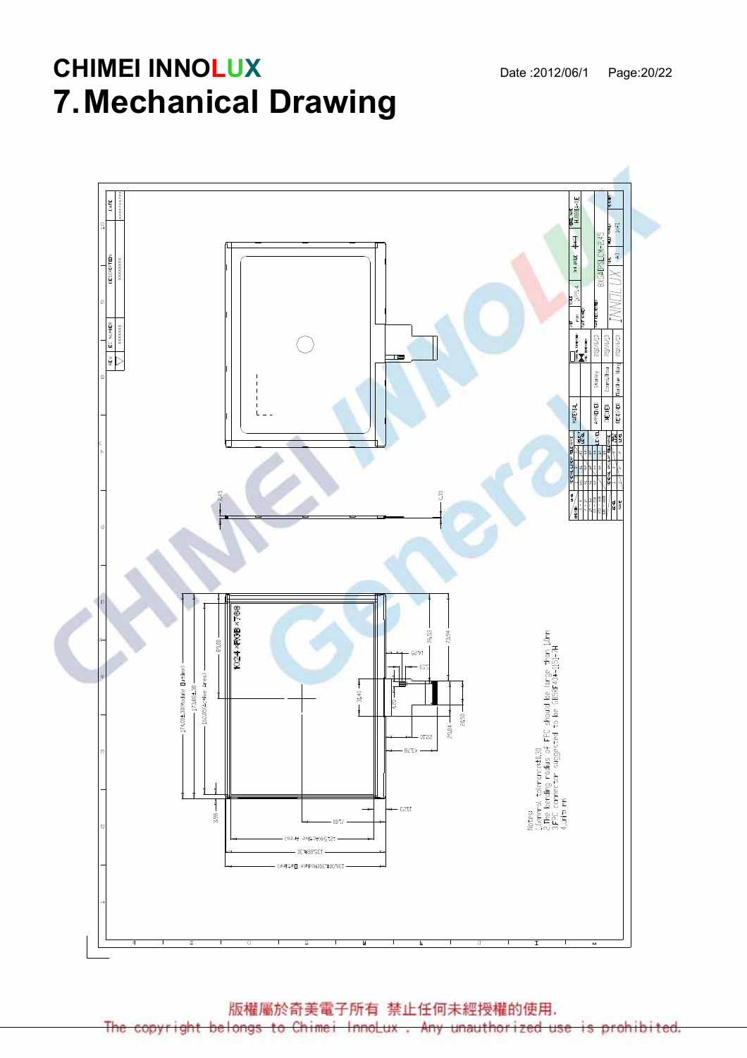## 7. Mechanical Drawing

Notes:
1. General tolerance: ±0.30
2. The bending radius of FPC should be large than 1.0mm
3. FPC connector suggested to be (JBSPF.0)#-(15)1-H
4. Unit: mm

版權屬於奇美電子所有 禁止任何未經授權的使用.

The copyright belongs to Chimei InnoLux . Any unauthorized use is prohibited.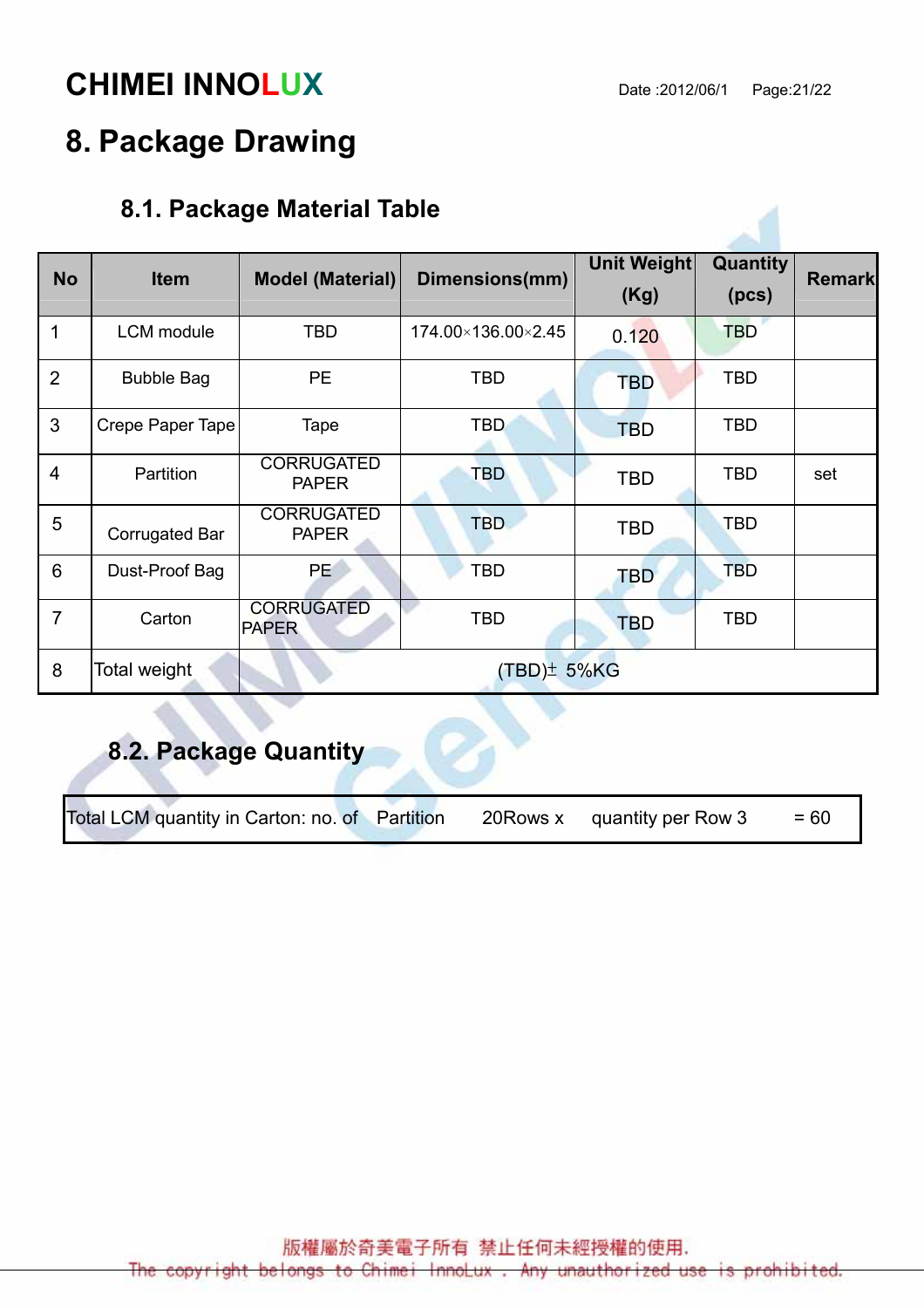# 8. Package Drawing

## 8.1. Package Material Table

| No | Item | Model (Material) | Dimensions(mm) | Unit Weight (Kg) | Quantity (pcs) | Remark |
|---|---|---|---|---|---|---|
| 1 | LCM module | TBD | 174.00×136.00×2.45 | 0.120 | TBD | |
| 2 | Bubble Bag | PE | TBD | TBD | TBD | |
| 3 | Crepe Paper Tape | Tape | TBD | TBD | TBD | |
| 4 | Partition | CORRUGATED PAPER | TBD | TBD | TBD | set |
| 5 | Corrugated Bar | CORRUGATED PAPER | TBD | TBD | TBD | |
| 6 | Dust-Proof Bag | PE | TBD | TBD | TBD | |
| 7 | Carton | CORRUGATED PAPER | TBD | TBD | TBD | |
| 8 | Total weight | (TBD)± 5%KG | | | | |

## 8.2. Package Quantity

| Total LCM quantity in Carton: no. of Partition 20Rows x quantity per Row 3 = 60 |
|---|

版權屬於奇美電子所有 禁止任何未經授權的使用.
The copyright belongs to Chimei InnoLux . Any unauthorized use is prohibited.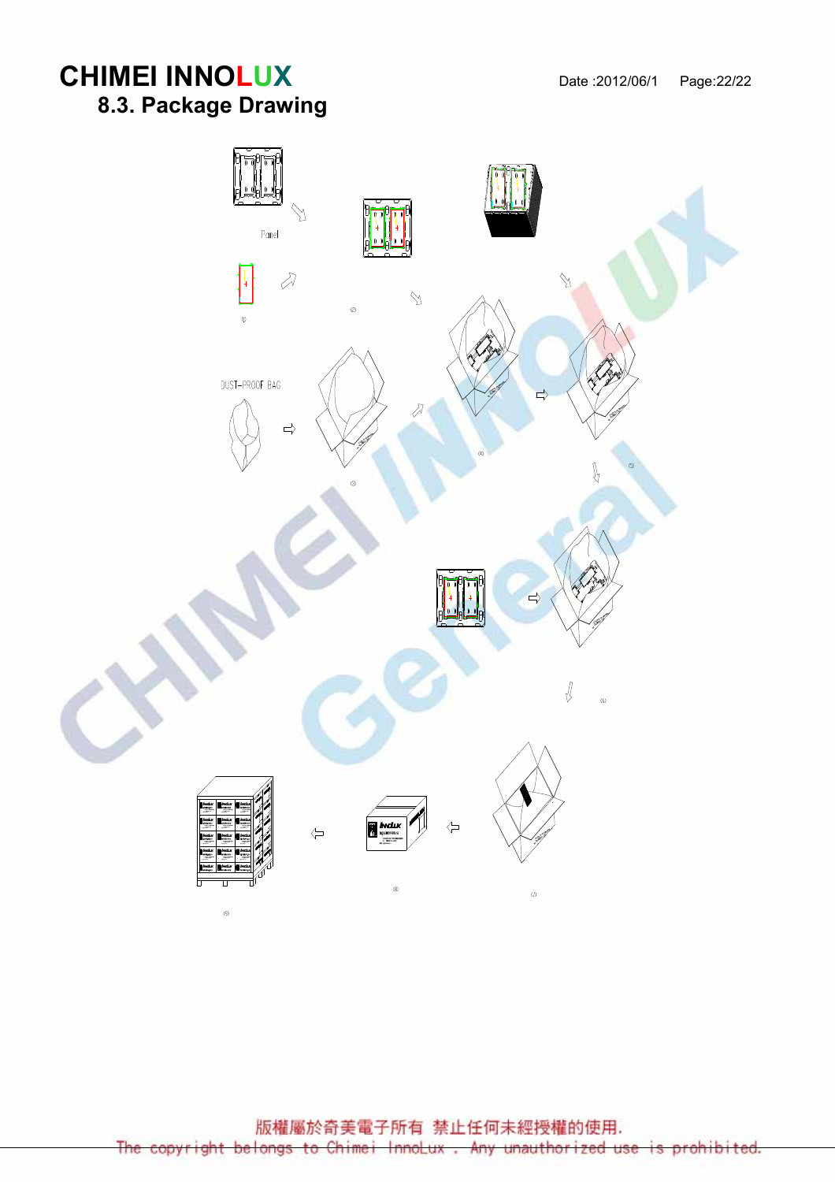## 8.3. Package Drawing

Panel

DUST-PROOF BAG